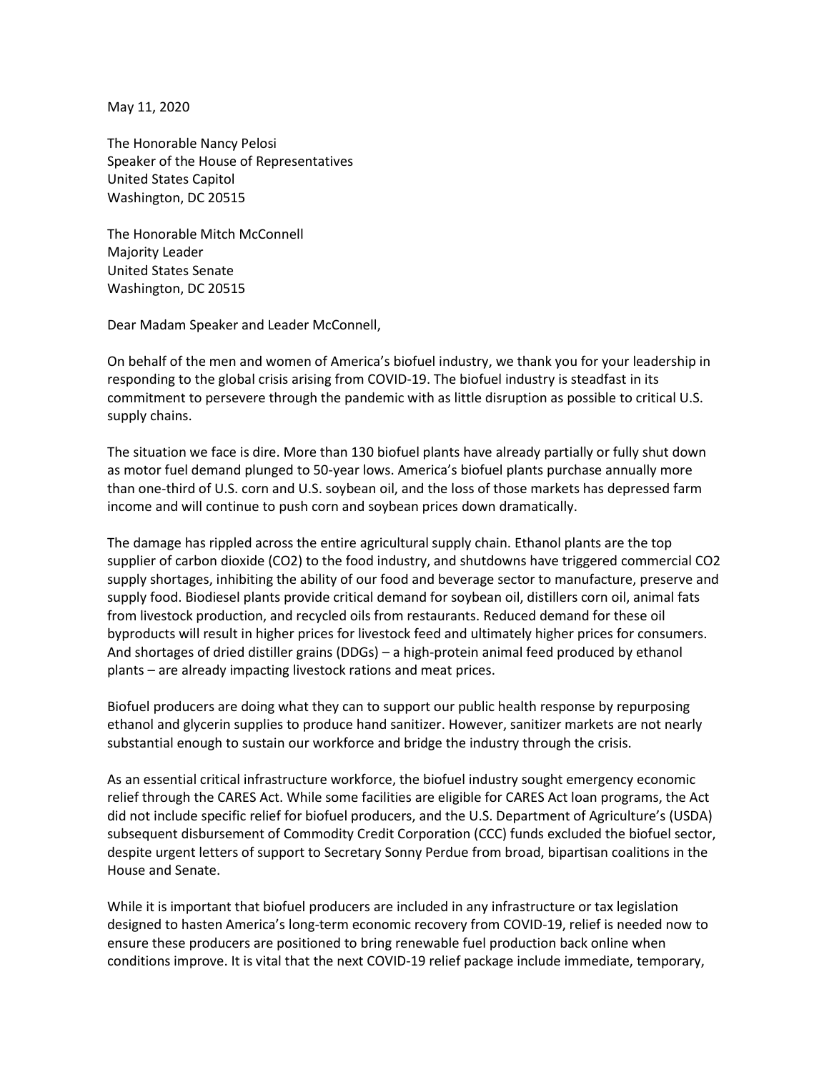May 11, 2020

The Honorable Nancy Pelosi
Speaker of the House of Representatives
United States Capitol
Washington, DC 20515

The Honorable Mitch McConnell
Majority Leader
United States Senate
Washington, DC 20515

Dear Madam Speaker and Leader McConnell,

On behalf of the men and women of America's biofuel industry, we thank you for your leadership in responding to the global crisis arising from COVID-19. The biofuel industry is steadfast in its commitment to persevere through the pandemic with as little disruption as possible to critical U.S. supply chains.

The situation we face is dire. More than 130 biofuel plants have already partially or fully shut down as motor fuel demand plunged to 50-year lows. America's biofuel plants purchase annually more than one-third of U.S. corn and U.S. soybean oil, and the loss of those markets has depressed farm income and will continue to push corn and soybean prices down dramatically.

The damage has rippled across the entire agricultural supply chain. Ethanol plants are the top supplier of carbon dioxide ($CO_2$) to the food industry, and shutdowns have triggered commercial $CO_2$ supply shortages, inhibiting the ability of our food and beverage sector to manufacture, preserve and supply food. Biodiesel plants provide critical demand for soybean oil, distillers corn oil, animal fats from livestock production, and recycled oils from restaurants. Reduced demand for these oil byproducts will result in higher prices for livestock feed and ultimately higher prices for consumers. And shortages of dried distiller grains (DDGs) – a high-protein animal feed produced by ethanol plants – are already impacting livestock rations and meat prices.

Biofuel producers are doing what they can to support our public health response by repurposing ethanol and glycerin supplies to produce hand sanitizer. However, sanitizer markets are not nearly substantial enough to sustain our workforce and bridge the industry through the crisis.

As an essential critical infrastructure workforce, the biofuel industry sought emergency economic relief through the CARES Act. While some facilities are eligible for CARES Act loan programs, the Act did not include specific relief for biofuel producers, and the U.S. Department of Agriculture's (USDA) subsequent disbursement of Commodity Credit Corporation (CCC) funds excluded the biofuel sector, despite urgent letters of support to Secretary Sonny Perdue from broad, bipartisan coalitions in the House and Senate.

While it is important that biofuel producers are included in any infrastructure or tax legislation designed to hasten America's long-term economic recovery from COVID-19, relief is needed now to ensure these producers are positioned to bring renewable fuel production back online when conditions improve. It is vital that the next COVID-19 relief package include immediate, temporary,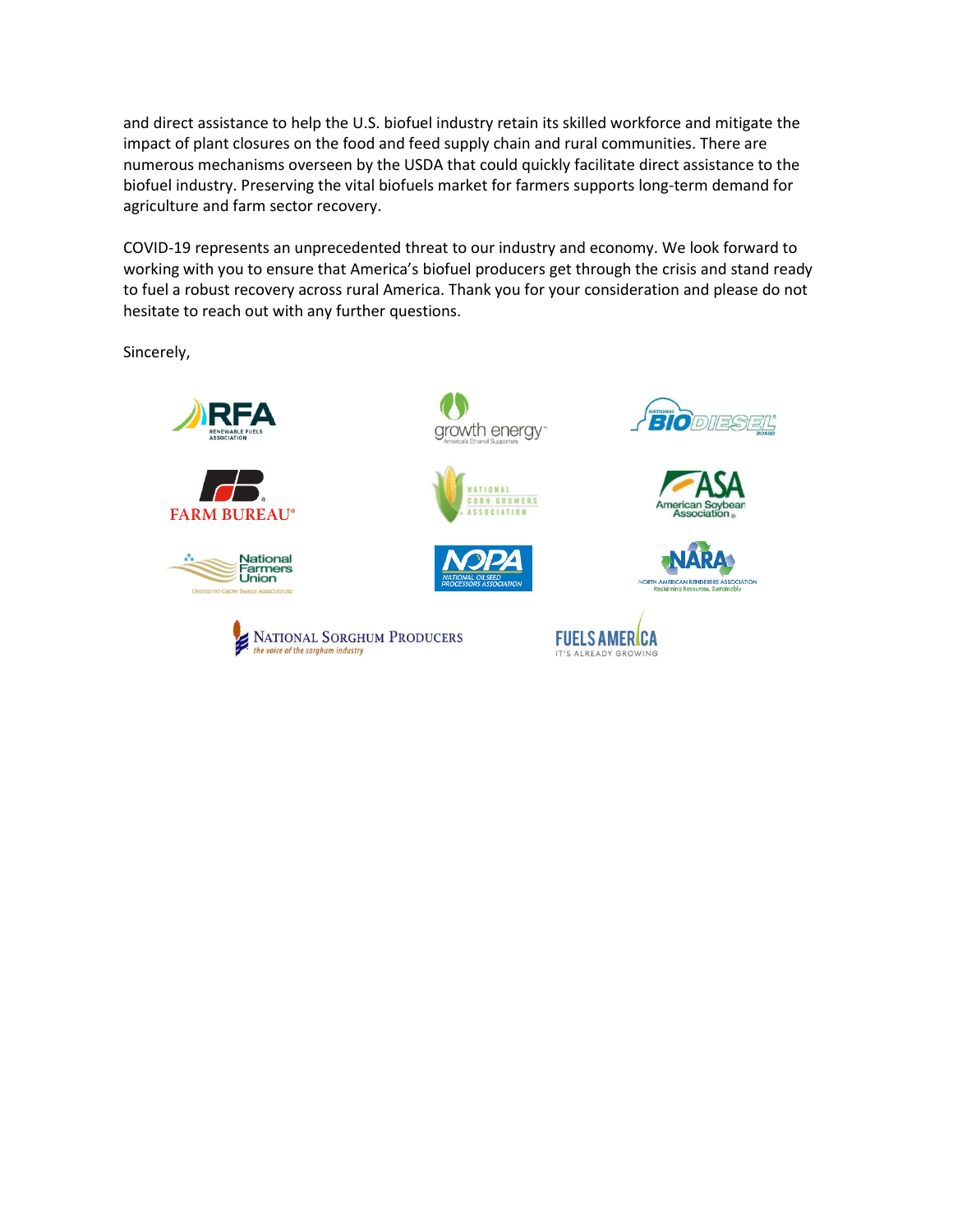and direct assistance to help the U.S. biofuel industry retain its skilled workforce and mitigate the impact of plant closures on the food and feed supply chain and rural communities. There are numerous mechanisms overseen by the USDA that could quickly facilitate direct assistance to the biofuel industry. Preserving the vital biofuels market for farmers supports long-term demand for agriculture and farm sector recovery.

COVID-19 represents an unprecedented threat to our industry and economy. We look forward to working with you to ensure that America's biofuel producers get through the crisis and stand ready to fuel a robust recovery across rural America. Thank you for your consideration and please do not hesitate to reach out with any further questions.

Sincerely,

RFA Renewable Fuels Association

growth energy – America's Ethanol Supporters

National Biodiesel Board

Farm Bureau

National Corn Growers Association

ASA American Soybean Association

National Farmers Union – United to Grow Family Agriculture

NOPA National Oilseed Processors Association

NARA North American Renderers Association – Reclaiming Resources. Sustainably

National Sorghum Producers – the voice of the sorghum industry

Fuels America – It's Already Growing